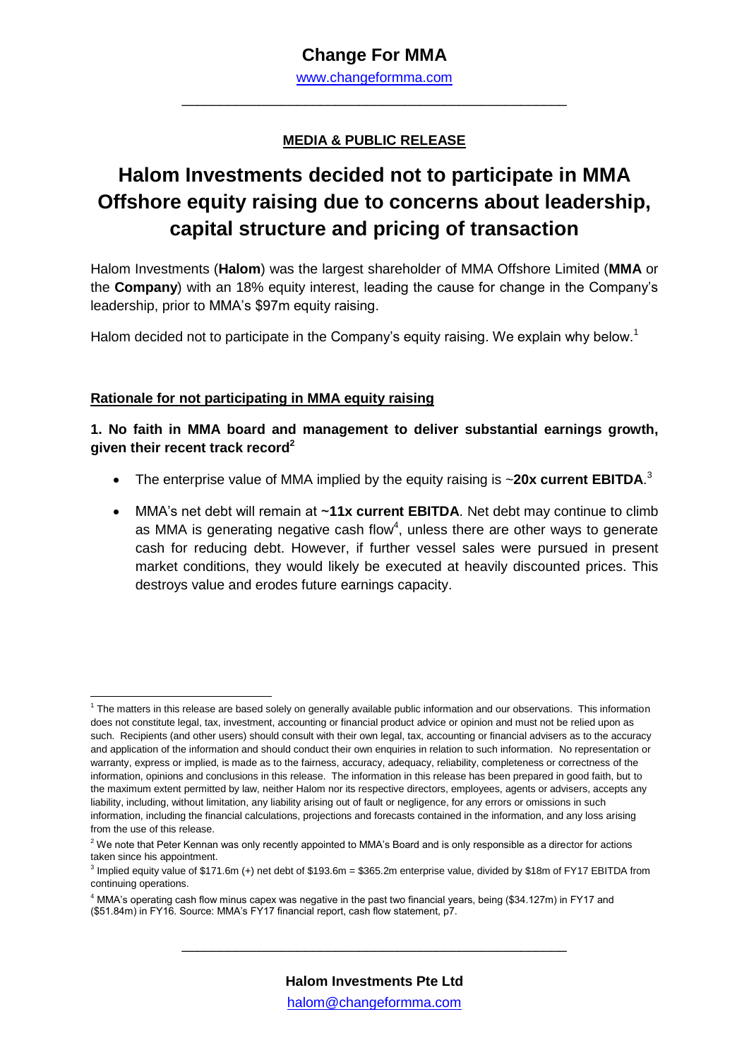# Change For MMA

www.changeformma.com

**MEDIA & PUBLIC RELEASE**

# Halom Investments decided not to participate in MMA Offshore equity raising due to concerns about leadership, capital structure and pricing of transaction

Halom Investments (**Halom**) was the largest shareholder of MMA Offshore Limited (**MMA** or the **Company**) with an 18% equity interest, leading the cause for change in the Company's leadership, prior to MMA's $97m equity raising.

Halom decided not to participate in the Company's equity raising. We explain why below.[1]

## Rationale for not participating in MMA equity raising

### 1. No faith in MMA board and management to deliver substantial earnings growth, given their recent track record[2]

- The enterprise value of MMA implied by the equity raising is ~**20x current EBITDA**.[3]
- MMA's net debt will remain at **~11x current EBITDA**. Net debt may continue to climb as MMA is generating negative cash flow[4], unless there are other ways to generate cash for reducing debt. However, if further vessel sales were pursued in present market conditions, they would likely be executed at heavily discounted prices. This destroys value and erodes future earnings capacity.

---

[1] The matters in this release are based solely on generally available public information and our observations. This information does not constitute legal, tax, investment, accounting or financial product advice or opinion and must not be relied upon as such. Recipients (and other users) should consult with their own legal, tax, accounting or financial advisers as to the accuracy and application of the information and should conduct their own enquiries in relation to such information. No representation or warranty, express or implied, is made as to the fairness, accuracy, adequacy, reliability, completeness or correctness of the information, opinions and conclusions in this release. The information in this release has been prepared in good faith, but to the maximum extent permitted by law, neither Halom nor its respective directors, employees, agents or advisers, accepts any liability, including, without limitation, any liability arising out of fault or negligence, for any errors or omissions in such information, including the financial calculations, projections and forecasts contained in the information, and any loss arising from the use of this release.

[2] We note that Peter Kennan was only recently appointed to MMA's Board and is only responsible as a director for actions taken since his appointment.

[3] Implied equity value of $171.6m (+) net debt of $193.6m = $365.2m enterprise value, divided by $18m of FY17 EBITDA from continuing operations.

[4] MMA's operating cash flow minus capex was negative in the past two financial years, being ($34.127m) in FY17 and ($51.84m) in FY16. Source: MMA's FY17 financial report, cash flow statement, p7.

**Halom Investments Pte Ltd**

halom@changeformma.com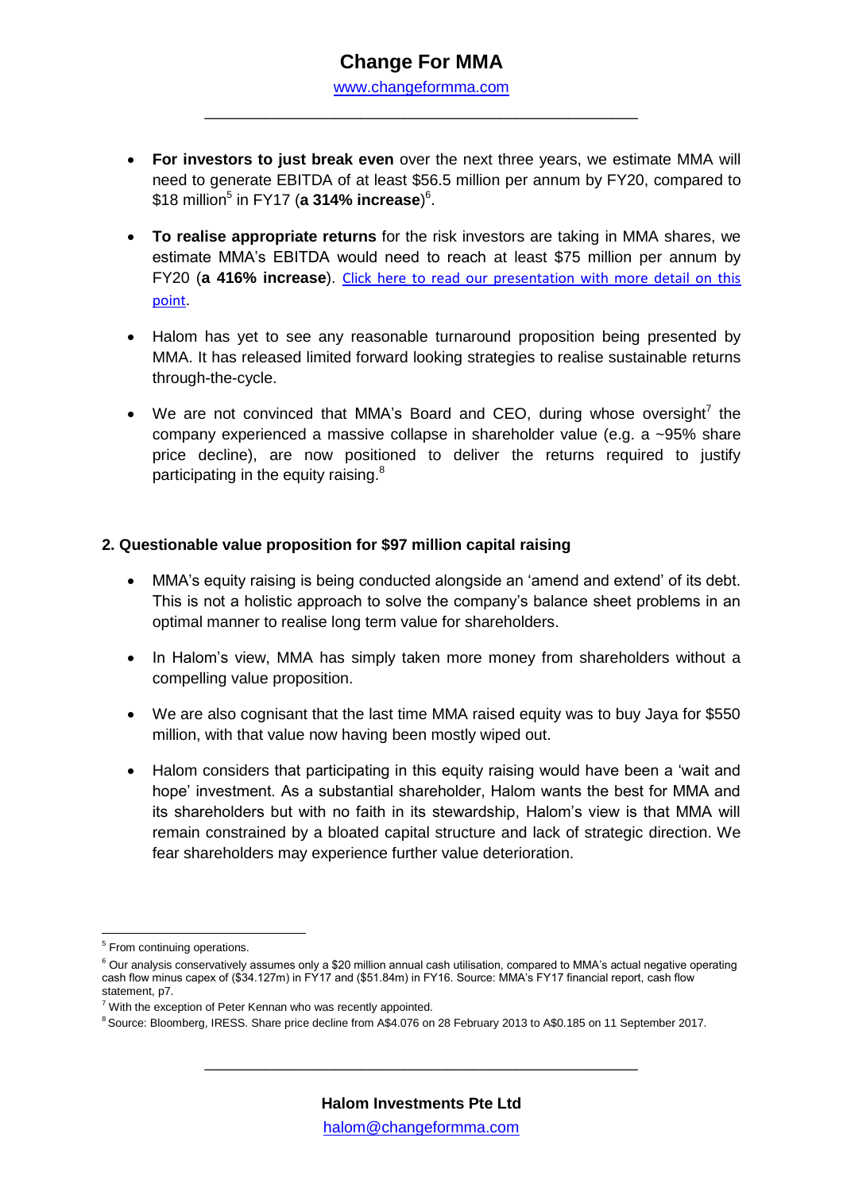- **For investors to just break even** over the next three years, we estimate MMA will need to generate EBITDA of at least $56.5 million per annum by FY20, compared to $18 million[5] in FY17 (**a 314% increase**)[6].
- **To realise appropriate returns** for the risk investors are taking in MMA shares, we estimate MMA's EBITDA would need to reach at least $75 million per annum by FY20 (**a 416% increase**). Click here to read our presentation with more detail on this point.
- Halom has yet to see any reasonable turnaround proposition being presented by MMA. It has released limited forward looking strategies to realise sustainable returns through-the-cycle.
- We are not convinced that MMA's Board and CEO, during whose oversight[7] the company experienced a massive collapse in shareholder value (e.g. a ~95% share price decline), are now positioned to deliver the returns required to justify participating in the equity raising.[8]

## 2. Questionable value proposition for $97 million capital raising

- MMA's equity raising is being conducted alongside an 'amend and extend' of its debt. This is not a holistic approach to solve the company's balance sheet problems in an optimal manner to realise long term value for shareholders.
- In Halom's view, MMA has simply taken more money from shareholders without a compelling value proposition.
- We are also cognisant that the last time MMA raised equity was to buy Jaya for $550 million, with that value now having been mostly wiped out.
- Halom considers that participating in this equity raising would have been a 'wait and hope' investment. As a substantial shareholder, Halom wants the best for MMA and its shareholders but with no faith in its stewardship, Halom's view is that MMA will remain constrained by a bloated capital structure and lack of strategic direction. We fear shareholders may experience further value deterioration.

---

[5] From continuing operations.

[6] Our analysis conservatively assumes only a $20 million annual cash utilisation, compared to MMA's actual negative operating cash flow minus capex of ($34.127m) in FY17 and ($51.84m) in FY16. Source: MMA's FY17 financial report, cash flow statement, p7.

[7] With the exception of Peter Kennan who was recently appointed.

[8] Source: Bloomberg, IRESS. Share price decline from A$4.076 on 28 February 2013 to A$0.185 on 11 September 2017.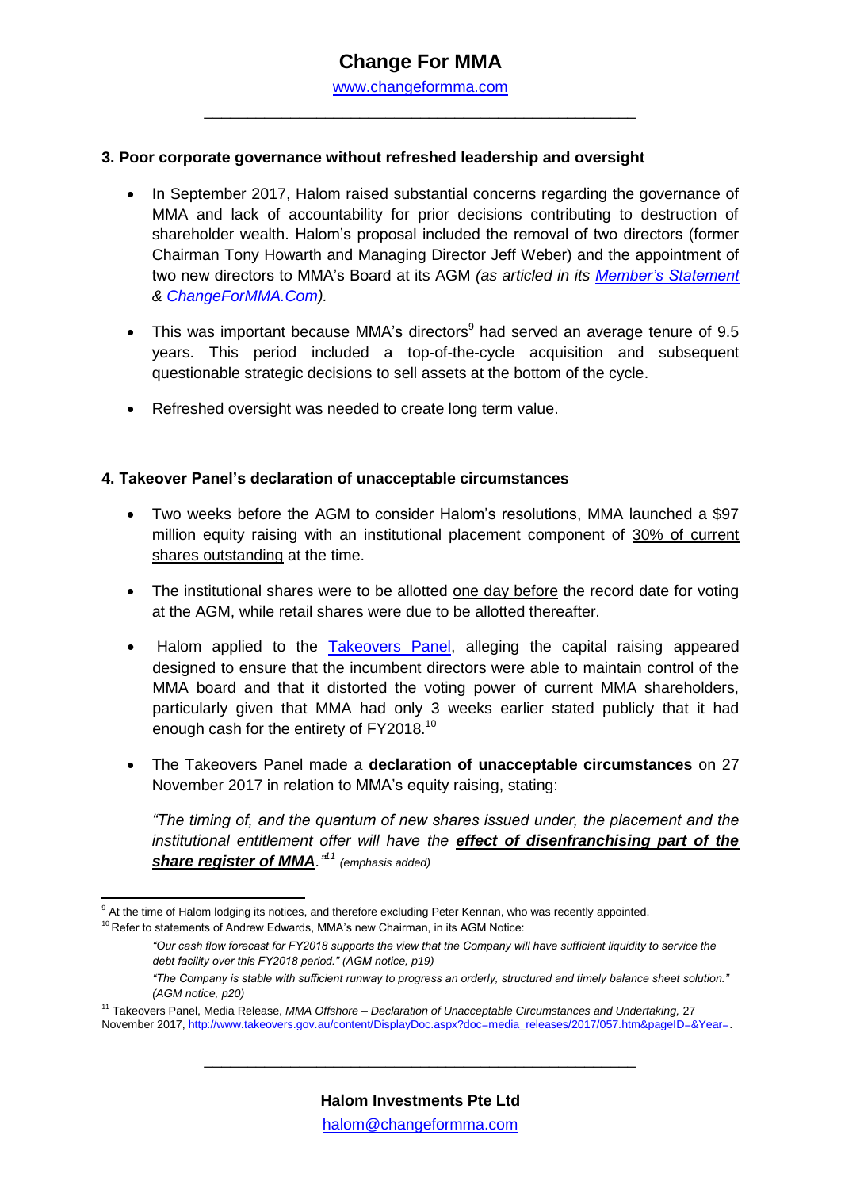### 3. Poor corporate governance without refreshed leadership and oversight

- In September 2017, Halom raised substantial concerns regarding the governance of MMA and lack of accountability for prior decisions contributing to destruction of shareholder wealth. Halom's proposal included the removal of two directors (former Chairman Tony Howarth and Managing Director Jeff Weber) and the appointment of two new directors to MMA's Board at its AGM *(as articled in its Member's Statement & ChangeForMMA.Com)*.
- This was important because MMA's directors[9] had served an average tenure of 9.5 years. This period included a top-of-the-cycle acquisition and subsequent questionable strategic decisions to sell assets at the bottom of the cycle.
- Refreshed oversight was needed to create long term value.

### 4. Takeover Panel's declaration of unacceptable circumstances

- Two weeks before the AGM to consider Halom's resolutions, MMA launched a $97 million equity raising with an institutional placement component of <u>30% of current shares outstanding</u> at the time.
- The institutional shares were to be allotted <u>one day before</u> the record date for voting at the AGM, while retail shares were due to be allotted thereafter.
- Halom applied to the Takeovers Panel, alleging the capital raising appeared designed to ensure that the incumbent directors were able to maintain control of the MMA board and that it distorted the voting power of current MMA shareholders, particularly given that MMA had only 3 weeks earlier stated publicly that it had enough cash for the entirety of FY2018.[10]
- The Takeovers Panel made a **declaration of unacceptable circumstances** on 27 November 2017 in relation to MMA's equity raising, stating:

  *"The timing of, and the quantum of new shares issued under, the placement and the institutional entitlement offer will have the* ***<u>effect of disenfranchising part of the share register of MMA</u>****."*[11] *(emphasis added)*

---

[9] At the time of Halom lodging its notices, and therefore excluding Peter Kennan, who was recently appointed.

[10] Refer to statements of Andrew Edwards, MMA's new Chairman, in its AGM Notice:

> *"Our cash flow forecast for FY2018 supports the view that the Company will have sufficient liquidity to service the debt facility over this FY2018 period." (AGM notice, p19)*
>
> *"The Company is stable with sufficient runway to progress an orderly, structured and timely balance sheet solution." (AGM notice, p20)*

[11] Takeovers Panel, Media Release, *MMA Offshore – Declaration of Unacceptable Circumstances and Undertaking,* 27 November 2017, http://www.takeovers.gov.au/content/DisplayDoc.aspx?doc=media_releases/2017/057.htm&pageID=&Year=.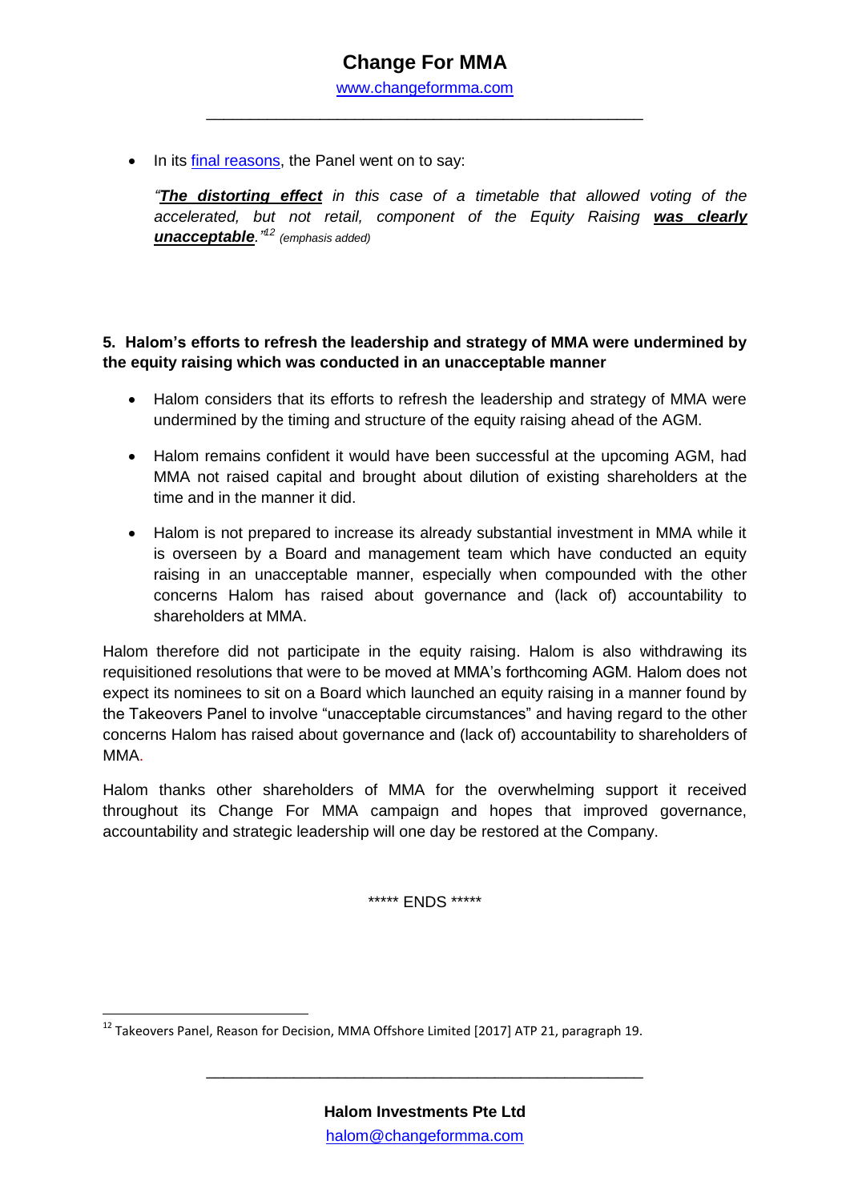- In its [final reasons](#), the Panel went on to say:

  *"**The distorting effect** in this case of a timetable that allowed voting of the accelerated, but not retail, component of the Equity Raising **was clearly unacceptable**."*[12] (emphasis added)

**5. Halom's efforts to refresh the leadership and strategy of MMA were undermined by the equity raising which was conducted in an unacceptable manner**

- Halom considers that its efforts to refresh the leadership and strategy of MMA were undermined by the timing and structure of the equity raising ahead of the AGM.
- Halom remains confident it would have been successful at the upcoming AGM, had MMA not raised capital and brought about dilution of existing shareholders at the time and in the manner it did.
- Halom is not prepared to increase its already substantial investment in MMA while it is overseen by a Board and management team which have conducted an equity raising in an unacceptable manner, especially when compounded with the other concerns Halom has raised about governance and (lack of) accountability to shareholders at MMA.

Halom therefore did not participate in the equity raising. Halom is also withdrawing its requisitioned resolutions that were to be moved at MMA's forthcoming AGM. Halom does not expect its nominees to sit on a Board which launched an equity raising in a manner found by the Takeovers Panel to involve "unacceptable circumstances" and having regard to the other concerns Halom has raised about governance and (lack of) accountability to shareholders of MMA.

Halom thanks other shareholders of MMA for the overwhelming support it received throughout its Change For MMA campaign and hopes that improved governance, accountability and strategic leadership will one day be restored at the Company.

***** ENDS *****

[12] Takeovers Panel, Reason for Decision, MMA Offshore Limited [2017] ATP 21, paragraph 19.